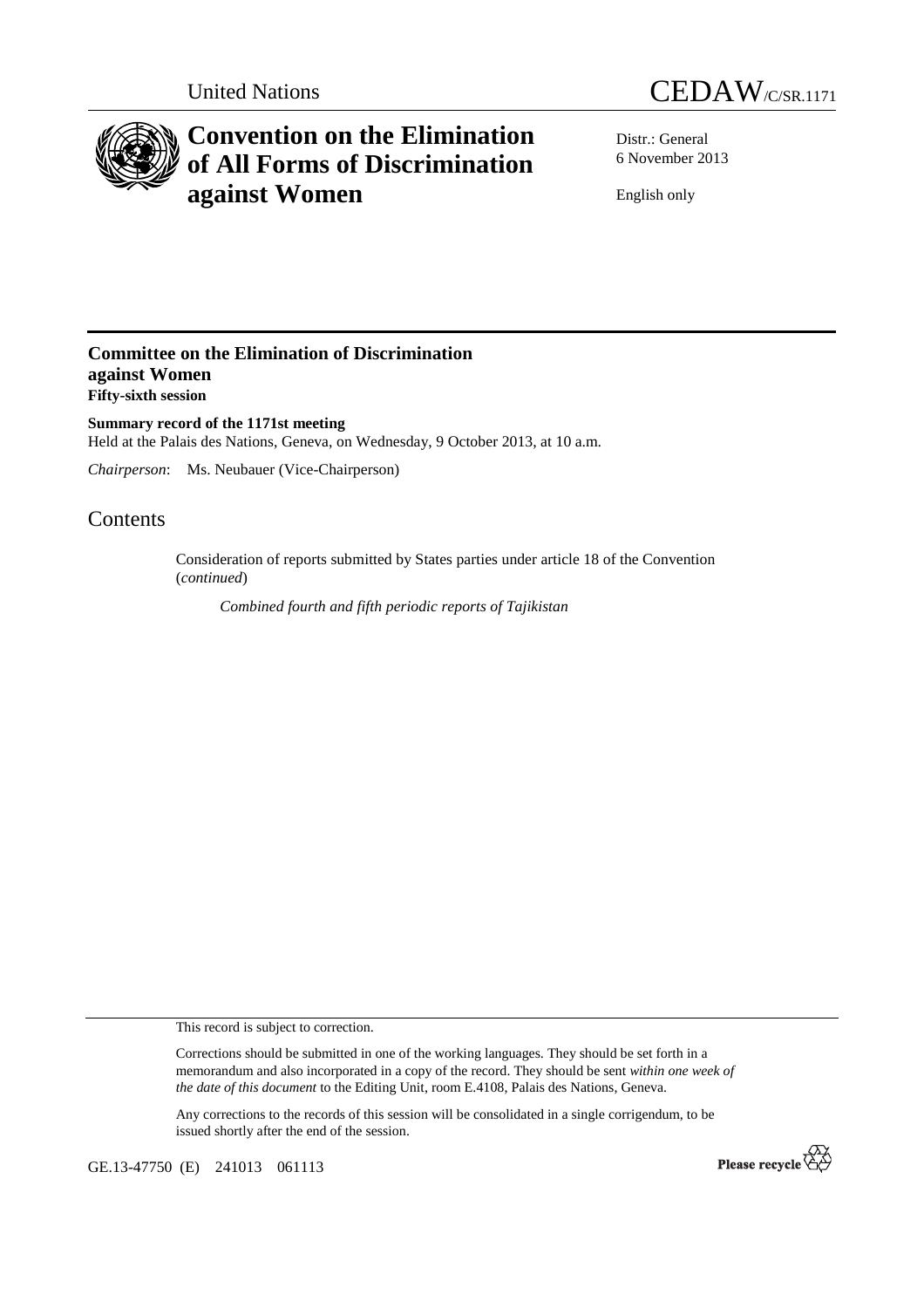United Nations

CEDAW/C/SR.1171

# Convention on the Elimination of All Forms of Discrimination against Women

Distr.: General
6 November 2013

English only

## Committee on the Elimination of Discrimination against Women
**Fifty-sixth session**

**Summary record of the 1171st meeting**
Held at the Palais des Nations, Geneva, on Wednesday, 9 October 2013, at 10 a.m.

*Chairperson*: Ms. Neubauer (Vice-Chairperson)

## Contents

Consideration of reports submitted by States parties under article 18 of the Convention (*continued*)

*Combined fourth and fifth periodic reports of Tajikistan*

This record is subject to correction.

Corrections should be submitted in one of the working languages. They should be set forth in a memorandum and also incorporated in a copy of the record. They should be sent *within one week of the date of this document* to the Editing Unit, room E.4108, Palais des Nations, Geneva.

Any corrections to the records of this session will be consolidated in a single corrigendum, to be issued shortly after the end of the session.

GE.13-47750 (E) 241013 061113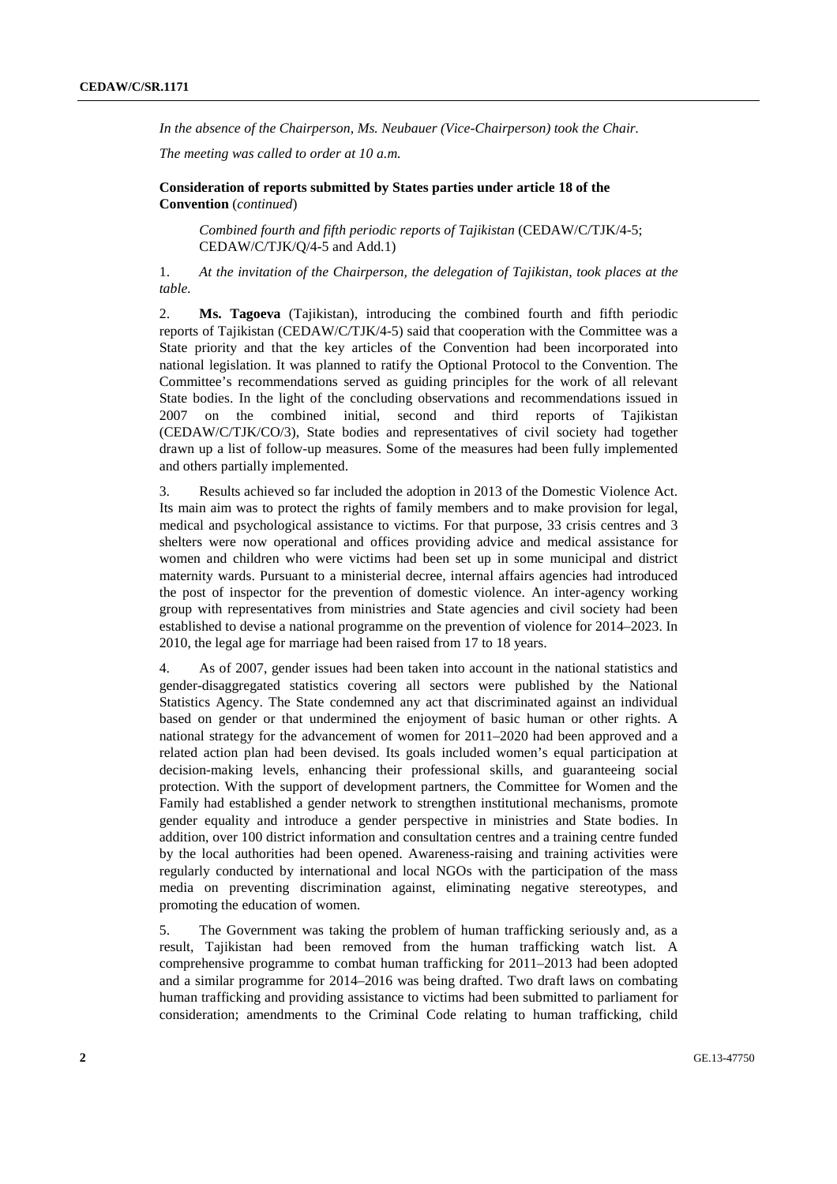*In the absence of the Chairperson, Ms. Neubauer (Vice-Chairperson) took the Chair.*

*The meeting was called to order at 10 a.m.*

**Consideration of reports submitted by States parties under article 18 of the Convention** (*continued*)

*Combined fourth and fifth periodic reports of Tajikistan* (CEDAW/C/TJK/4-5; CEDAW/C/TJK/Q/4-5 and Add.1)

1. *At the invitation of the Chairperson, the delegation of Tajikistan, took places at the table.*

2. **Ms. Tagoeva** (Tajikistan), introducing the combined fourth and fifth periodic reports of Tajikistan (CEDAW/C/TJK/4-5) said that cooperation with the Committee was a State priority and that the key articles of the Convention had been incorporated into national legislation. It was planned to ratify the Optional Protocol to the Convention. The Committee's recommendations served as guiding principles for the work of all relevant State bodies. In the light of the concluding observations and recommendations issued in 2007 on the combined initial, second and third reports of Tajikistan (CEDAW/C/TJK/CO/3), State bodies and representatives of civil society had together drawn up a list of follow-up measures. Some of the measures had been fully implemented and others partially implemented.

3. Results achieved so far included the adoption in 2013 of the Domestic Violence Act. Its main aim was to protect the rights of family members and to make provision for legal, medical and psychological assistance to victims. For that purpose, 33 crisis centres and 3 shelters were now operational and offices providing advice and medical assistance for women and children who were victims had been set up in some municipal and district maternity wards. Pursuant to a ministerial decree, internal affairs agencies had introduced the post of inspector for the prevention of domestic violence. An inter-agency working group with representatives from ministries and State agencies and civil society had been established to devise a national programme on the prevention of violence for 2014–2023. In 2010, the legal age for marriage had been raised from 17 to 18 years.

4. As of 2007, gender issues had been taken into account in the national statistics and gender-disaggregated statistics covering all sectors were published by the National Statistics Agency. The State condemned any act that discriminated against an individual based on gender or that undermined the enjoyment of basic human or other rights. A national strategy for the advancement of women for 2011–2020 had been approved and a related action plan had been devised. Its goals included women's equal participation at decision-making levels, enhancing their professional skills, and guaranteeing social protection. With the support of development partners, the Committee for Women and the Family had established a gender network to strengthen institutional mechanisms, promote gender equality and introduce a gender perspective in ministries and State bodies. In addition, over 100 district information and consultation centres and a training centre funded by the local authorities had been opened. Awareness-raising and training activities were regularly conducted by international and local NGOs with the participation of the mass media on preventing discrimination against, eliminating negative stereotypes, and promoting the education of women.

5. The Government was taking the problem of human trafficking seriously and, as a result, Tajikistan had been removed from the human trafficking watch list. A comprehensive programme to combat human trafficking for 2011–2013 had been adopted and a similar programme for 2014–2016 was being drafted. Two draft laws on combating human trafficking and providing assistance to victims had been submitted to parliament for consideration; amendments to the Criminal Code relating to human trafficking, child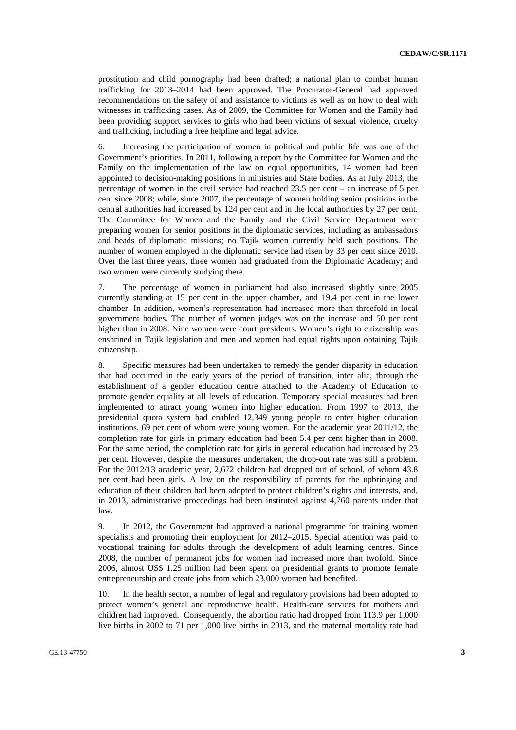prostitution and child pornography had been drafted; a national plan to combat human trafficking for 2013–2014 had been approved. The Procurator-General had approved recommendations on the safety of and assistance to victims as well as on how to deal with witnesses in trafficking cases. As of 2009, the Committee for Women and the Family had been providing support services to girls who had been victims of sexual violence, cruelty and trafficking, including a free helpline and legal advice.

6. Increasing the participation of women in political and public life was one of the Government's priorities. In 2011, following a report by the Committee for Women and the Family on the implementation of the law on equal opportunities, 14 women had been appointed to decision-making positions in ministries and State bodies. As at July 2013, the percentage of women in the civil service had reached 23.5 per cent – an increase of 5 per cent since 2008; while, since 2007, the percentage of women holding senior positions in the central authorities had increased by 124 per cent and in the local authorities by 27 per cent. The Committee for Women and the Family and the Civil Service Department were preparing women for senior positions in the diplomatic services, including as ambassadors and heads of diplomatic missions; no Tajik women currently held such positions. The number of women employed in the diplomatic service had risen by 33 per cent since 2010. Over the last three years, three women had graduated from the Diplomatic Academy; and two women were currently studying there.

7. The percentage of women in parliament had also increased slightly since 2005 currently standing at 15 per cent in the upper chamber, and 19.4 per cent in the lower chamber. In addition, women's representation had increased more than threefold in local government bodies. The number of women judges was on the increase and 50 per cent higher than in 2008. Nine women were court presidents. Women's right to citizenship was enshrined in Tajik legislation and men and women had equal rights upon obtaining Tajik citizenship.

8. Specific measures had been undertaken to remedy the gender disparity in education that had occurred in the early years of the period of transition, inter alia, through the establishment of a gender education centre attached to the Academy of Education to promote gender equality at all levels of education. Temporary special measures had been implemented to attract young women into higher education. From 1997 to 2013, the presidential quota system had enabled 12,349 young people to enter higher education institutions, 69 per cent of whom were young women. For the academic year 2011/12, the completion rate for girls in primary education had been 5.4 per cent higher than in 2008. For the same period, the completion rate for girls in general education had increased by 23 per cent. However, despite the measures undertaken, the drop-out rate was still a problem. For the 2012/13 academic year, 2,672 children had dropped out of school, of whom 43.8 per cent had been girls. A law on the responsibility of parents for the upbringing and education of their children had been adopted to protect children's rights and interests, and, in 2013, administrative proceedings had been instituted against 4,760 parents under that law.

9. In 2012, the Government had approved a national programme for training women specialists and promoting their employment for 2012–2015. Special attention was paid to vocational training for adults through the development of adult learning centres. Since 2008, the number of permanent jobs for women had increased more than twofold. Since 2006, almost US$ 1.25 million had been spent on presidential grants to promote female entrepreneurship and create jobs from which 23,000 women had benefited.

10. In the health sector, a number of legal and regulatory provisions had been adopted to protect women's general and reproductive health. Health-care services for mothers and children had improved. Consequently, the abortion ratio had dropped from 113.9 per 1,000 live births in 2002 to 71 per 1,000 live births in 2013, and the maternal mortality rate had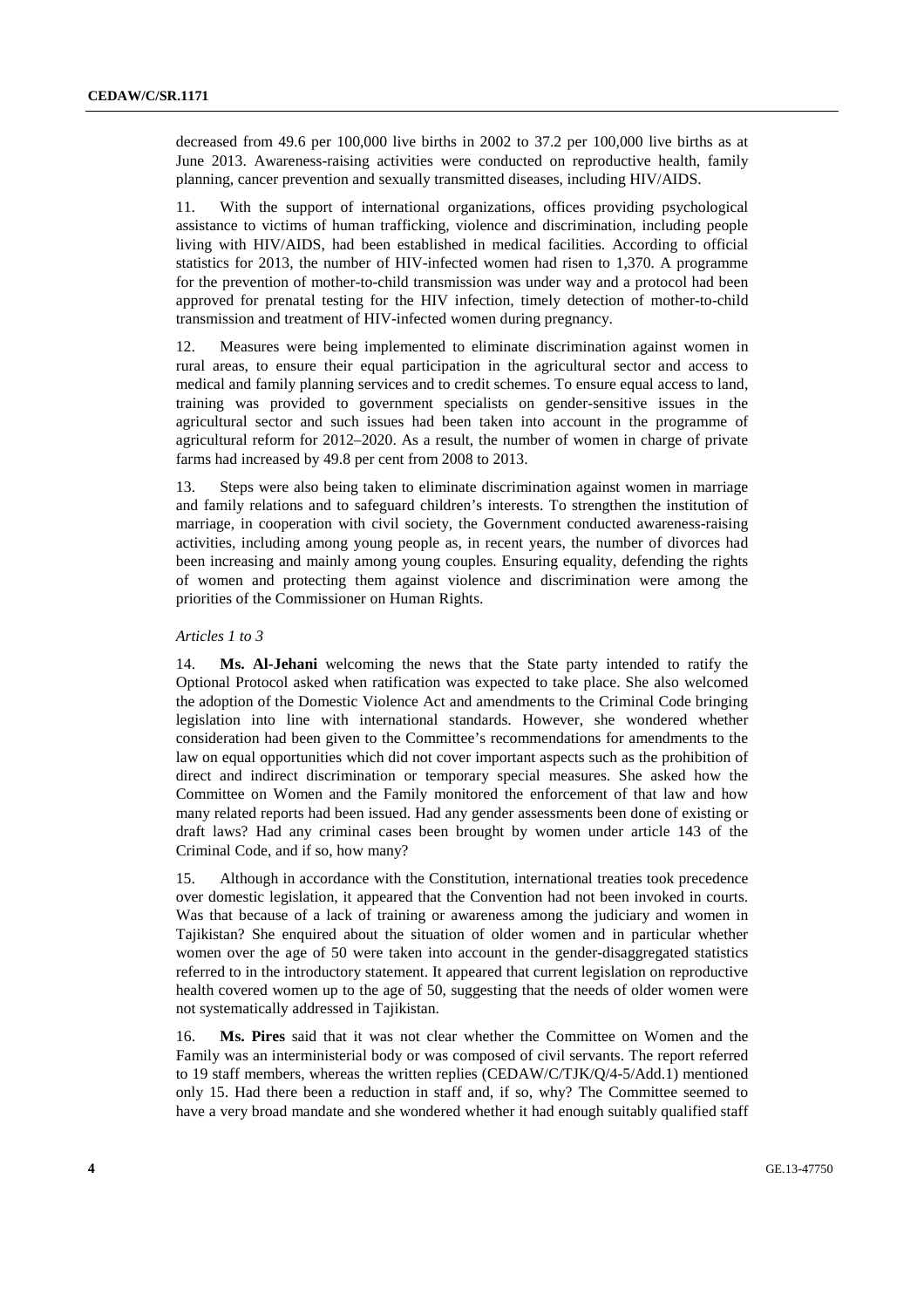decreased from 49.6 per 100,000 live births in 2002 to 37.2 per 100,000 live births as at June 2013. Awareness-raising activities were conducted on reproductive health, family planning, cancer prevention and sexually transmitted diseases, including HIV/AIDS.

11. With the support of international organizations, offices providing psychological assistance to victims of human trafficking, violence and discrimination, including people living with HIV/AIDS, had been established in medical facilities. According to official statistics for 2013, the number of HIV-infected women had risen to 1,370. A programme for the prevention of mother-to-child transmission was under way and a protocol had been approved for prenatal testing for the HIV infection, timely detection of mother-to-child transmission and treatment of HIV-infected women during pregnancy.

12. Measures were being implemented to eliminate discrimination against women in rural areas, to ensure their equal participation in the agricultural sector and access to medical and family planning services and to credit schemes. To ensure equal access to land, training was provided to government specialists on gender-sensitive issues in the agricultural sector and such issues had been taken into account in the programme of agricultural reform for 2012–2020. As a result, the number of women in charge of private farms had increased by 49.8 per cent from 2008 to 2013.

13. Steps were also being taken to eliminate discrimination against women in marriage and family relations and to safeguard children's interests. To strengthen the institution of marriage, in cooperation with civil society, the Government conducted awareness-raising activities, including among young people as, in recent years, the number of divorces had been increasing and mainly among young couples. Ensuring equality, defending the rights of women and protecting them against violence and discrimination were among the priorities of the Commissioner on Human Rights.

*Articles 1 to 3*

14. **Ms. Al-Jehani** welcoming the news that the State party intended to ratify the Optional Protocol asked when ratification was expected to take place. She also welcomed the adoption of the Domestic Violence Act and amendments to the Criminal Code bringing legislation into line with international standards. However, she wondered whether consideration had been given to the Committee's recommendations for amendments to the law on equal opportunities which did not cover important aspects such as the prohibition of direct and indirect discrimination or temporary special measures. She asked how the Committee on Women and the Family monitored the enforcement of that law and how many related reports had been issued. Had any gender assessments been done of existing or draft laws? Had any criminal cases been brought by women under article 143 of the Criminal Code, and if so, how many?

15. Although in accordance with the Constitution, international treaties took precedence over domestic legislation, it appeared that the Convention had not been invoked in courts. Was that because of a lack of training or awareness among the judiciary and women in Tajikistan? She enquired about the situation of older women and in particular whether women over the age of 50 were taken into account in the gender-disaggregated statistics referred to in the introductory statement. It appeared that current legislation on reproductive health covered women up to the age of 50, suggesting that the needs of older women were not systematically addressed in Tajikistan.

16. **Ms. Pires** said that it was not clear whether the Committee on Women and the Family was an interministerial body or was composed of civil servants. The report referred to 19 staff members, whereas the written replies (CEDAW/C/TJK/Q/4-5/Add.1) mentioned only 15. Had there been a reduction in staff and, if so, why? The Committee seemed to have a very broad mandate and she wondered whether it had enough suitably qualified staff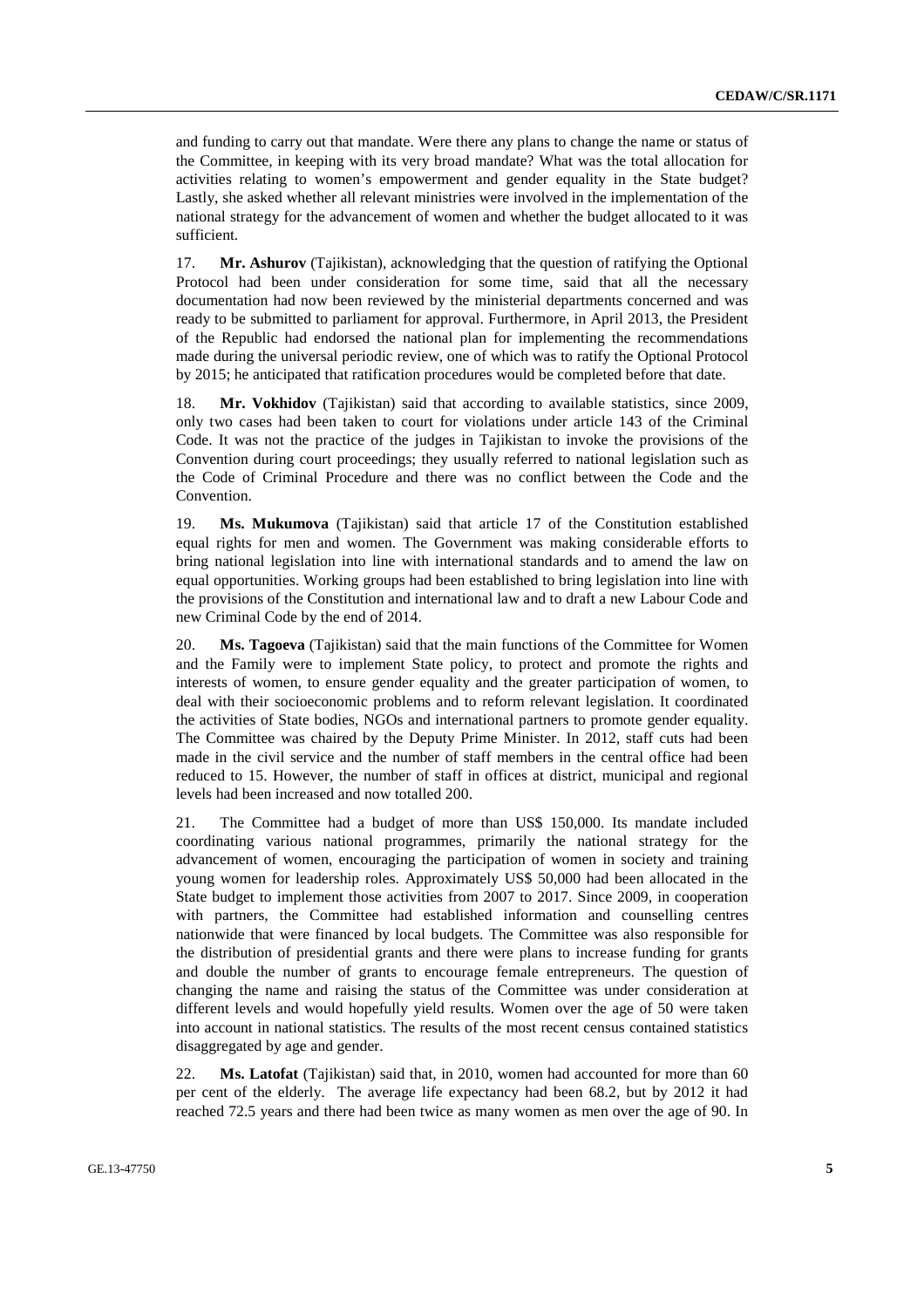and funding to carry out that mandate. Were there any plans to change the name or status of the Committee, in keeping with its very broad mandate? What was the total allocation for activities relating to women's empowerment and gender equality in the State budget? Lastly, she asked whether all relevant ministries were involved in the implementation of the national strategy for the advancement of women and whether the budget allocated to it was sufficient.

17. **Mr. Ashurov** (Tajikistan), acknowledging that the question of ratifying the Optional Protocol had been under consideration for some time, said that all the necessary documentation had now been reviewed by the ministerial departments concerned and was ready to be submitted to parliament for approval. Furthermore, in April 2013, the President of the Republic had endorsed the national plan for implementing the recommendations made during the universal periodic review, one of which was to ratify the Optional Protocol by 2015; he anticipated that ratification procedures would be completed before that date.

18. **Mr. Vokhidov** (Tajikistan) said that according to available statistics, since 2009, only two cases had been taken to court for violations under article 143 of the Criminal Code. It was not the practice of the judges in Tajikistan to invoke the provisions of the Convention during court proceedings; they usually referred to national legislation such as the Code of Criminal Procedure and there was no conflict between the Code and the Convention.

19. **Ms. Mukumova** (Tajikistan) said that article 17 of the Constitution established equal rights for men and women. The Government was making considerable efforts to bring national legislation into line with international standards and to amend the law on equal opportunities. Working groups had been established to bring legislation into line with the provisions of the Constitution and international law and to draft a new Labour Code and new Criminal Code by the end of 2014.

20. **Ms. Tagoeva** (Tajikistan) said that the main functions of the Committee for Women and the Family were to implement State policy, to protect and promote the rights and interests of women, to ensure gender equality and the greater participation of women, to deal with their socioeconomic problems and to reform relevant legislation. It coordinated the activities of State bodies, NGOs and international partners to promote gender equality. The Committee was chaired by the Deputy Prime Minister. In 2012, staff cuts had been made in the civil service and the number of staff members in the central office had been reduced to 15. However, the number of staff in offices at district, municipal and regional levels had been increased and now totalled 200.

21. The Committee had a budget of more than US$ 150,000. Its mandate included coordinating various national programmes, primarily the national strategy for the advancement of women, encouraging the participation of women in society and training young women for leadership roles. Approximately US$ 50,000 had been allocated in the State budget to implement those activities from 2007 to 2017. Since 2009, in cooperation with partners, the Committee had established information and counselling centres nationwide that were financed by local budgets. The Committee was also responsible for the distribution of presidential grants and there were plans to increase funding for grants and double the number of grants to encourage female entrepreneurs. The question of changing the name and raising the status of the Committee was under consideration at different levels and would hopefully yield results. Women over the age of 50 were taken into account in national statistics. The results of the most recent census contained statistics disaggregated by age and gender.

22. **Ms. Latofat** (Tajikistan) said that, in 2010, women had accounted for more than 60 per cent of the elderly. The average life expectancy had been 68.2, but by 2012 it had reached 72.5 years and there had been twice as many women as men over the age of 90. In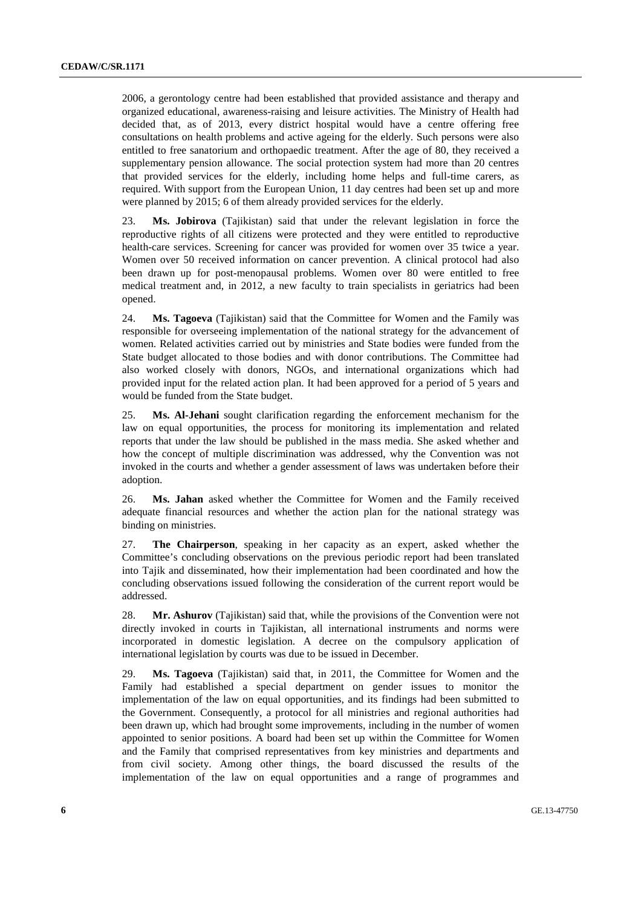2006, a gerontology centre had been established that provided assistance and therapy and organized educational, awareness-raising and leisure activities. The Ministry of Health had decided that, as of 2013, every district hospital would have a centre offering free consultations on health problems and active ageing for the elderly. Such persons were also entitled to free sanatorium and orthopaedic treatment. After the age of 80, they received a supplementary pension allowance. The social protection system had more than 20 centres that provided services for the elderly, including home helps and full-time carers, as required. With support from the European Union, 11 day centres had been set up and more were planned by 2015; 6 of them already provided services for the elderly.

23. **Ms. Jobirova** (Tajikistan) said that under the relevant legislation in force the reproductive rights of all citizens were protected and they were entitled to reproductive health-care services. Screening for cancer was provided for women over 35 twice a year. Women over 50 received information on cancer prevention. A clinical protocol had also been drawn up for post-menopausal problems. Women over 80 were entitled to free medical treatment and, in 2012, a new faculty to train specialists in geriatrics had been opened.

24. **Ms. Tagoeva** (Tajikistan) said that the Committee for Women and the Family was responsible for overseeing implementation of the national strategy for the advancement of women. Related activities carried out by ministries and State bodies were funded from the State budget allocated to those bodies and with donor contributions. The Committee had also worked closely with donors, NGOs, and international organizations which had provided input for the related action plan. It had been approved for a period of 5 years and would be funded from the State budget.

25. **Ms. Al-Jehani** sought clarification regarding the enforcement mechanism for the law on equal opportunities, the process for monitoring its implementation and related reports that under the law should be published in the mass media. She asked whether and how the concept of multiple discrimination was addressed, why the Convention was not invoked in the courts and whether a gender assessment of laws was undertaken before their adoption.

26. **Ms. Jahan** asked whether the Committee for Women and the Family received adequate financial resources and whether the action plan for the national strategy was binding on ministries.

27. **The Chairperson**, speaking in her capacity as an expert, asked whether the Committee's concluding observations on the previous periodic report had been translated into Tajik and disseminated, how their implementation had been coordinated and how the concluding observations issued following the consideration of the current report would be addressed.

28. **Mr. Ashurov** (Tajikistan) said that, while the provisions of the Convention were not directly invoked in courts in Tajikistan, all international instruments and norms were incorporated in domestic legislation. A decree on the compulsory application of international legislation by courts was due to be issued in December.

29. **Ms. Tagoeva** (Tajikistan) said that, in 2011, the Committee for Women and the Family had established a special department on gender issues to monitor the implementation of the law on equal opportunities, and its findings had been submitted to the Government. Consequently, a protocol for all ministries and regional authorities had been drawn up, which had brought some improvements, including in the number of women appointed to senior positions. A board had been set up within the Committee for Women and the Family that comprised representatives from key ministries and departments and from civil society. Among other things, the board discussed the results of the implementation of the law on equal opportunities and a range of programmes and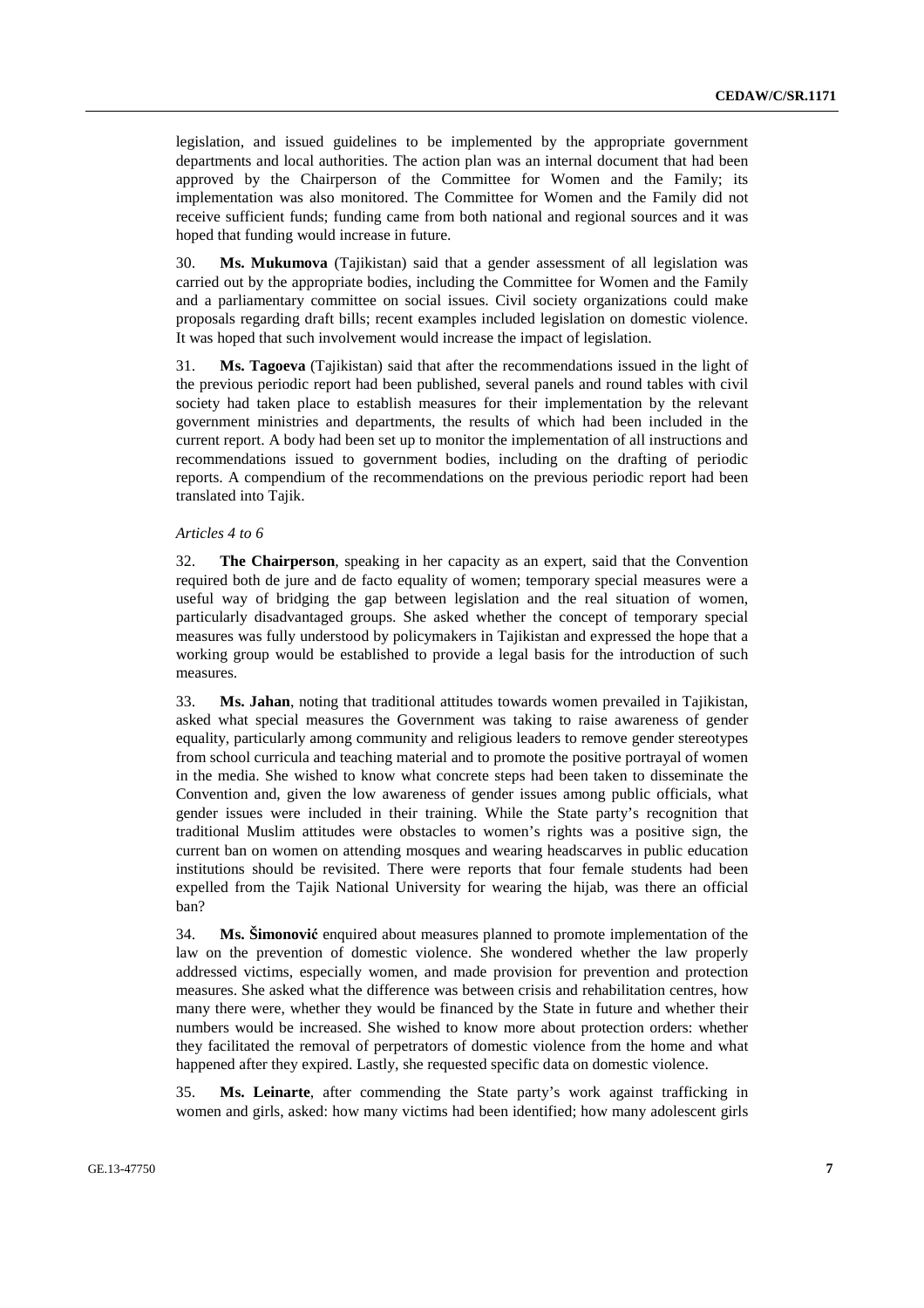legislation, and issued guidelines to be implemented by the appropriate government departments and local authorities. The action plan was an internal document that had been approved by the Chairperson of the Committee for Women and the Family; its implementation was also monitored. The Committee for Women and the Family did not receive sufficient funds; funding came from both national and regional sources and it was hoped that funding would increase in future.

30. **Ms. Mukumova** (Tajikistan) said that a gender assessment of all legislation was carried out by the appropriate bodies, including the Committee for Women and the Family and a parliamentary committee on social issues. Civil society organizations could make proposals regarding draft bills; recent examples included legislation on domestic violence. It was hoped that such involvement would increase the impact of legislation.

31. **Ms. Tagoeva** (Tajikistan) said that after the recommendations issued in the light of the previous periodic report had been published, several panels and round tables with civil society had taken place to establish measures for their implementation by the relevant government ministries and departments, the results of which had been included in the current report. A body had been set up to monitor the implementation of all instructions and recommendations issued to government bodies, including on the drafting of periodic reports. A compendium of the recommendations on the previous periodic report had been translated into Tajik.

*Articles 4 to 6*

32. **The Chairperson**, speaking in her capacity as an expert, said that the Convention required both de jure and de facto equality of women; temporary special measures were a useful way of bridging the gap between legislation and the real situation of women, particularly disadvantaged groups. She asked whether the concept of temporary special measures was fully understood by policymakers in Tajikistan and expressed the hope that a working group would be established to provide a legal basis for the introduction of such measures.

33. **Ms. Jahan**, noting that traditional attitudes towards women prevailed in Tajikistan, asked what special measures the Government was taking to raise awareness of gender equality, particularly among community and religious leaders to remove gender stereotypes from school curricula and teaching material and to promote the positive portrayal of women in the media. She wished to know what concrete steps had been taken to disseminate the Convention and, given the low awareness of gender issues among public officials, what gender issues were included in their training. While the State party's recognition that traditional Muslim attitudes were obstacles to women's rights was a positive sign, the current ban on women on attending mosques and wearing headscarves in public education institutions should be revisited. There were reports that four female students had been expelled from the Tajik National University for wearing the hijab, was there an official ban?

34. **Ms. Šimonović** enquired about measures planned to promote implementation of the law on the prevention of domestic violence. She wondered whether the law properly addressed victims, especially women, and made provision for prevention and protection measures. She asked what the difference was between crisis and rehabilitation centres, how many there were, whether they would be financed by the State in future and whether their numbers would be increased. She wished to know more about protection orders: whether they facilitated the removal of perpetrators of domestic violence from the home and what happened after they expired. Lastly, she requested specific data on domestic violence.

35. **Ms. Leinarte**, after commending the State party's work against trafficking in women and girls, asked: how many victims had been identified; how many adolescent girls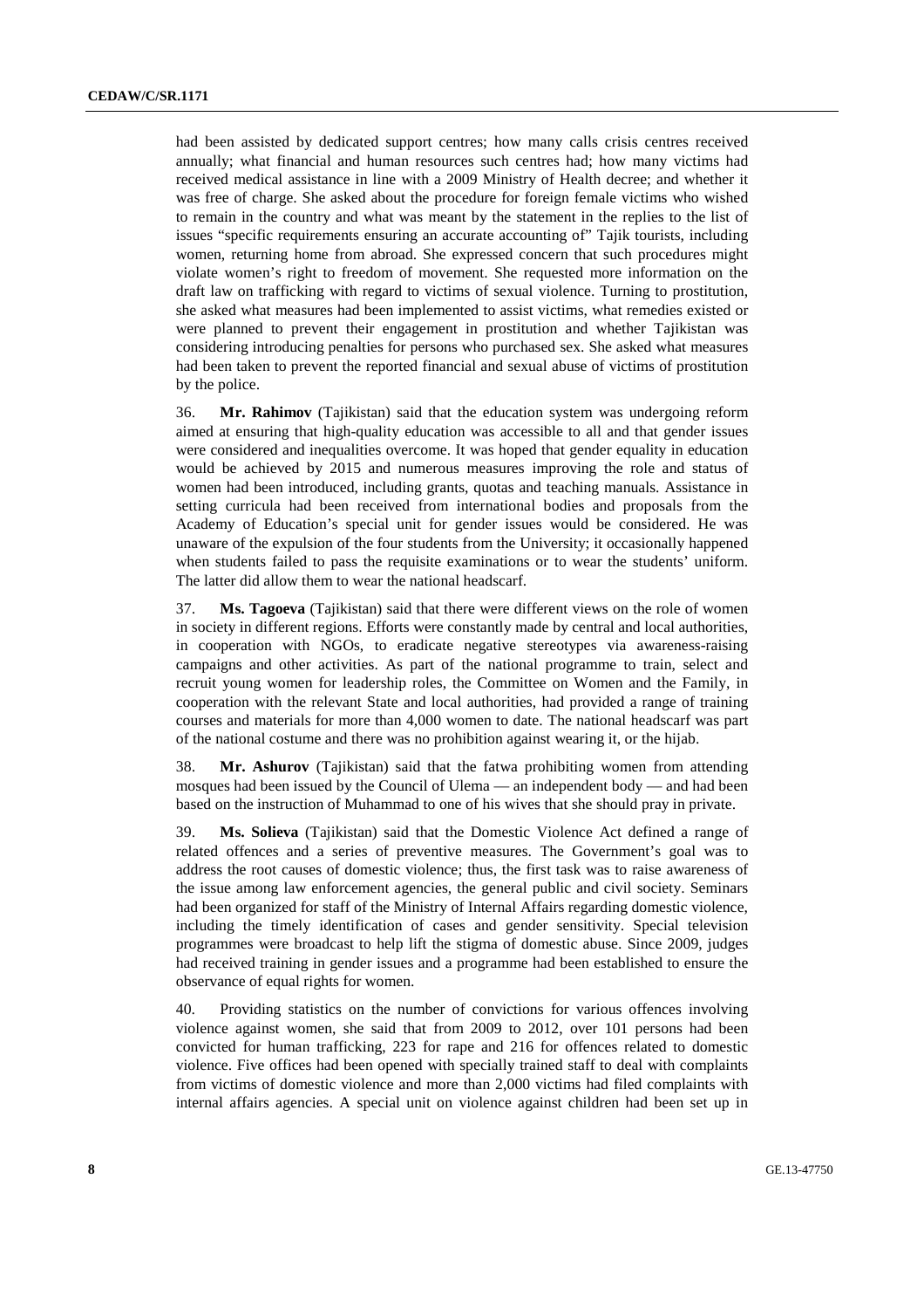had been assisted by dedicated support centres; how many calls crisis centres received annually; what financial and human resources such centres had; how many victims had received medical assistance in line with a 2009 Ministry of Health decree; and whether it was free of charge. She asked about the procedure for foreign female victims who wished to remain in the country and what was meant by the statement in the replies to the list of issues "specific requirements ensuring an accurate accounting of" Tajik tourists, including women, returning home from abroad. She expressed concern that such procedures might violate women's right to freedom of movement. She requested more information on the draft law on trafficking with regard to victims of sexual violence. Turning to prostitution, she asked what measures had been implemented to assist victims, what remedies existed or were planned to prevent their engagement in prostitution and whether Tajikistan was considering introducing penalties for persons who purchased sex. She asked what measures had been taken to prevent the reported financial and sexual abuse of victims of prostitution by the police.

36. **Mr. Rahimov** (Tajikistan) said that the education system was undergoing reform aimed at ensuring that high-quality education was accessible to all and that gender issues were considered and inequalities overcome. It was hoped that gender equality in education would be achieved by 2015 and numerous measures improving the role and status of women had been introduced, including grants, quotas and teaching manuals. Assistance in setting curricula had been received from international bodies and proposals from the Academy of Education's special unit for gender issues would be considered. He was unaware of the expulsion of the four students from the University; it occasionally happened when students failed to pass the requisite examinations or to wear the students' uniform. The latter did allow them to wear the national headscarf.

37. **Ms. Tagoeva** (Tajikistan) said that there were different views on the role of women in society in different regions. Efforts were constantly made by central and local authorities, in cooperation with NGOs, to eradicate negative stereotypes via awareness-raising campaigns and other activities. As part of the national programme to train, select and recruit young women for leadership roles, the Committee on Women and the Family, in cooperation with the relevant State and local authorities, had provided a range of training courses and materials for more than 4,000 women to date. The national headscarf was part of the national costume and there was no prohibition against wearing it, or the hijab.

38. **Mr. Ashurov** (Tajikistan) said that the fatwa prohibiting women from attending mosques had been issued by the Council of Ulema — an independent body — and had been based on the instruction of Muhammad to one of his wives that she should pray in private.

39. **Ms. Solieva** (Tajikistan) said that the Domestic Violence Act defined a range of related offences and a series of preventive measures. The Government's goal was to address the root causes of domestic violence; thus, the first task was to raise awareness of the issue among law enforcement agencies, the general public and civil society. Seminars had been organized for staff of the Ministry of Internal Affairs regarding domestic violence, including the timely identification of cases and gender sensitivity. Special television programmes were broadcast to help lift the stigma of domestic abuse. Since 2009, judges had received training in gender issues and a programme had been established to ensure the observance of equal rights for women.

40. Providing statistics on the number of convictions for various offences involving violence against women, she said that from 2009 to 2012, over 101 persons had been convicted for human trafficking, 223 for rape and 216 for offences related to domestic violence. Five offices had been opened with specially trained staff to deal with complaints from victims of domestic violence and more than 2,000 victims had filed complaints with internal affairs agencies. A special unit on violence against children had been set up in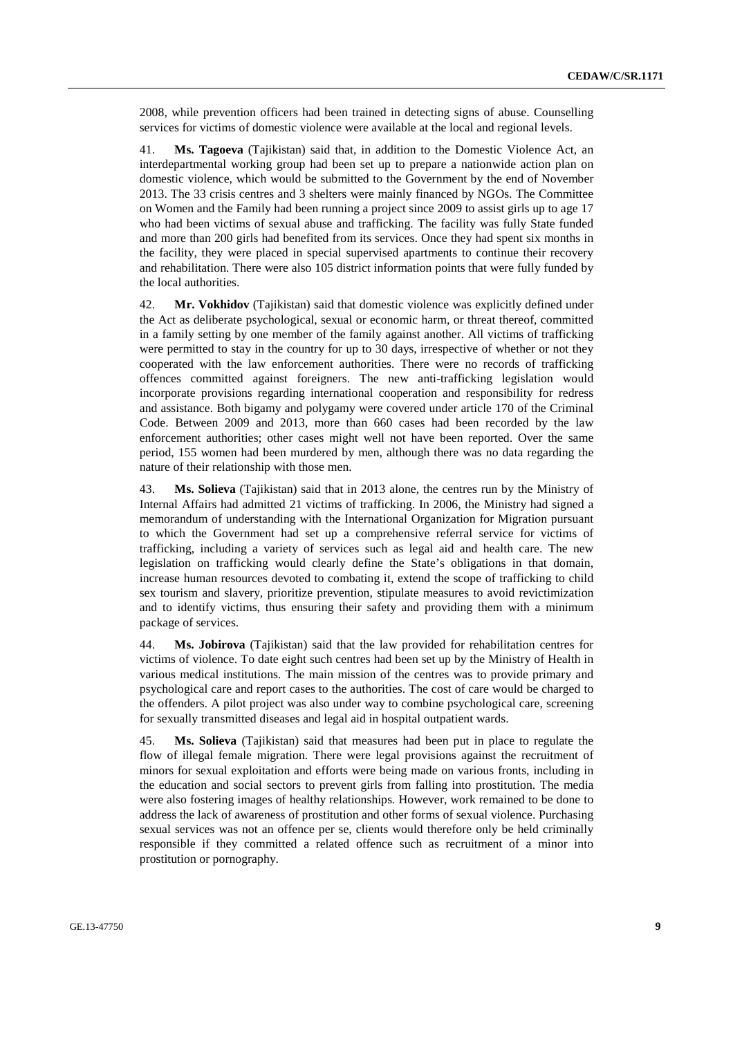2008, while prevention officers had been trained in detecting signs of abuse. Counselling services for victims of domestic violence were available at the local and regional levels.

41. **Ms. Tagoeva** (Tajikistan) said that, in addition to the Domestic Violence Act, an interdepartmental working group had been set up to prepare a nationwide action plan on domestic violence, which would be submitted to the Government by the end of November 2013. The 33 crisis centres and 3 shelters were mainly financed by NGOs. The Committee on Women and the Family had been running a project since 2009 to assist girls up to age 17 who had been victims of sexual abuse and trafficking. The facility was fully State funded and more than 200 girls had benefited from its services. Once they had spent six months in the facility, they were placed in special supervised apartments to continue their recovery and rehabilitation. There were also 105 district information points that were fully funded by the local authorities.

42. **Mr. Vokhidov** (Tajikistan) said that domestic violence was explicitly defined under the Act as deliberate psychological, sexual or economic harm, or threat thereof, committed in a family setting by one member of the family against another. All victims of trafficking were permitted to stay in the country for up to 30 days, irrespective of whether or not they cooperated with the law enforcement authorities. There were no records of trafficking offences committed against foreigners. The new anti-trafficking legislation would incorporate provisions regarding international cooperation and responsibility for redress and assistance. Both bigamy and polygamy were covered under article 170 of the Criminal Code. Between 2009 and 2013, more than 660 cases had been recorded by the law enforcement authorities; other cases might well not have been reported. Over the same period, 155 women had been murdered by men, although there was no data regarding the nature of their relationship with those men.

43. **Ms. Solieva** (Tajikistan) said that in 2013 alone, the centres run by the Ministry of Internal Affairs had admitted 21 victims of trafficking. In 2006, the Ministry had signed a memorandum of understanding with the International Organization for Migration pursuant to which the Government had set up a comprehensive referral service for victims of trafficking, including a variety of services such as legal aid and health care. The new legislation on trafficking would clearly define the State's obligations in that domain, increase human resources devoted to combating it, extend the scope of trafficking to child sex tourism and slavery, prioritize prevention, stipulate measures to avoid revictimization and to identify victims, thus ensuring their safety and providing them with a minimum package of services.

44. **Ms. Jobirova** (Tajikistan) said that the law provided for rehabilitation centres for victims of violence. To date eight such centres had been set up by the Ministry of Health in various medical institutions. The main mission of the centres was to provide primary and psychological care and report cases to the authorities. The cost of care would be charged to the offenders. A pilot project was also under way to combine psychological care, screening for sexually transmitted diseases and legal aid in hospital outpatient wards.

45. **Ms. Solieva** (Tajikistan) said that measures had been put in place to regulate the flow of illegal female migration. There were legal provisions against the recruitment of minors for sexual exploitation and efforts were being made on various fronts, including in the education and social sectors to prevent girls from falling into prostitution. The media were also fostering images of healthy relationships. However, work remained to be done to address the lack of awareness of prostitution and other forms of sexual violence. Purchasing sexual services was not an offence per se, clients would therefore only be held criminally responsible if they committed a related offence such as recruitment of a minor into prostitution or pornography.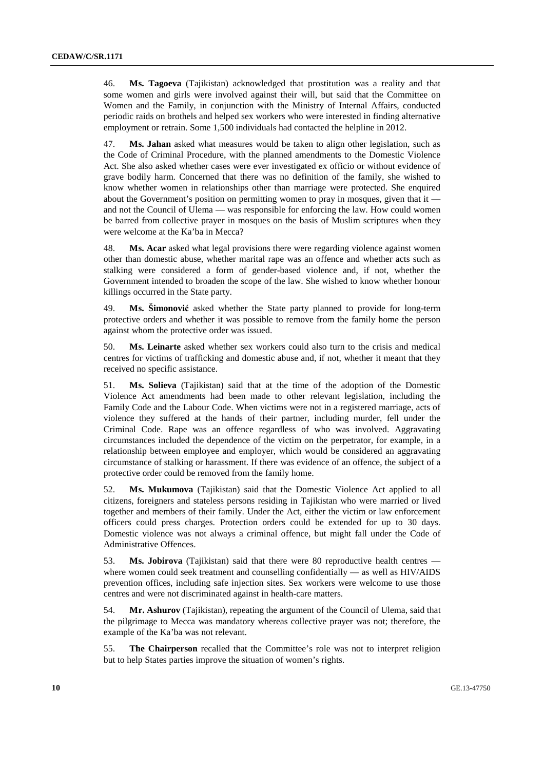46. **Ms. Tagoeva** (Tajikistan) acknowledged that prostitution was a reality and that some women and girls were involved against their will, but said that the Committee on Women and the Family, in conjunction with the Ministry of Internal Affairs, conducted periodic raids on brothels and helped sex workers who were interested in finding alternative employment or retrain. Some 1,500 individuals had contacted the helpline in 2012.

47. **Ms. Jahan** asked what measures would be taken to align other legislation, such as the Code of Criminal Procedure, with the planned amendments to the Domestic Violence Act. She also asked whether cases were ever investigated ex officio or without evidence of grave bodily harm. Concerned that there was no definition of the family, she wished to know whether women in relationships other than marriage were protected. She enquired about the Government's position on permitting women to pray in mosques, given that it — and not the Council of Ulema — was responsible for enforcing the law. How could women be barred from collective prayer in mosques on the basis of Muslim scriptures when they were welcome at the Ka'ba in Mecca?

48. **Ms. Acar** asked what legal provisions there were regarding violence against women other than domestic abuse, whether marital rape was an offence and whether acts such as stalking were considered a form of gender-based violence and, if not, whether the Government intended to broaden the scope of the law. She wished to know whether honour killings occurred in the State party.

49. **Ms. Šimonović** asked whether the State party planned to provide for long-term protective orders and whether it was possible to remove from the family home the person against whom the protective order was issued.

50. **Ms. Leinarte** asked whether sex workers could also turn to the crisis and medical centres for victims of trafficking and domestic abuse and, if not, whether it meant that they received no specific assistance.

51. **Ms. Solieva** (Tajikistan) said that at the time of the adoption of the Domestic Violence Act amendments had been made to other relevant legislation, including the Family Code and the Labour Code. When victims were not in a registered marriage, acts of violence they suffered at the hands of their partner, including murder, fell under the Criminal Code. Rape was an offence regardless of who was involved. Aggravating circumstances included the dependence of the victim on the perpetrator, for example, in a relationship between employee and employer, which would be considered an aggravating circumstance of stalking or harassment. If there was evidence of an offence, the subject of a protective order could be removed from the family home.

52. **Ms. Mukumova** (Tajikistan) said that the Domestic Violence Act applied to all citizens, foreigners and stateless persons residing in Tajikistan who were married or lived together and members of their family. Under the Act, either the victim or law enforcement officers could press charges. Protection orders could be extended for up to 30 days. Domestic violence was not always a criminal offence, but might fall under the Code of Administrative Offences.

53. **Ms. Jobirova** (Tajikistan) said that there were 80 reproductive health centres — where women could seek treatment and counselling confidentially — as well as HIV/AIDS prevention offices, including safe injection sites. Sex workers were welcome to use those centres and were not discriminated against in health-care matters.

54. **Mr. Ashurov** (Tajikistan), repeating the argument of the Council of Ulema, said that the pilgrimage to Mecca was mandatory whereas collective prayer was not; therefore, the example of the Ka'ba was not relevant.

55. **The Chairperson** recalled that the Committee's role was not to interpret religion but to help States parties improve the situation of women's rights.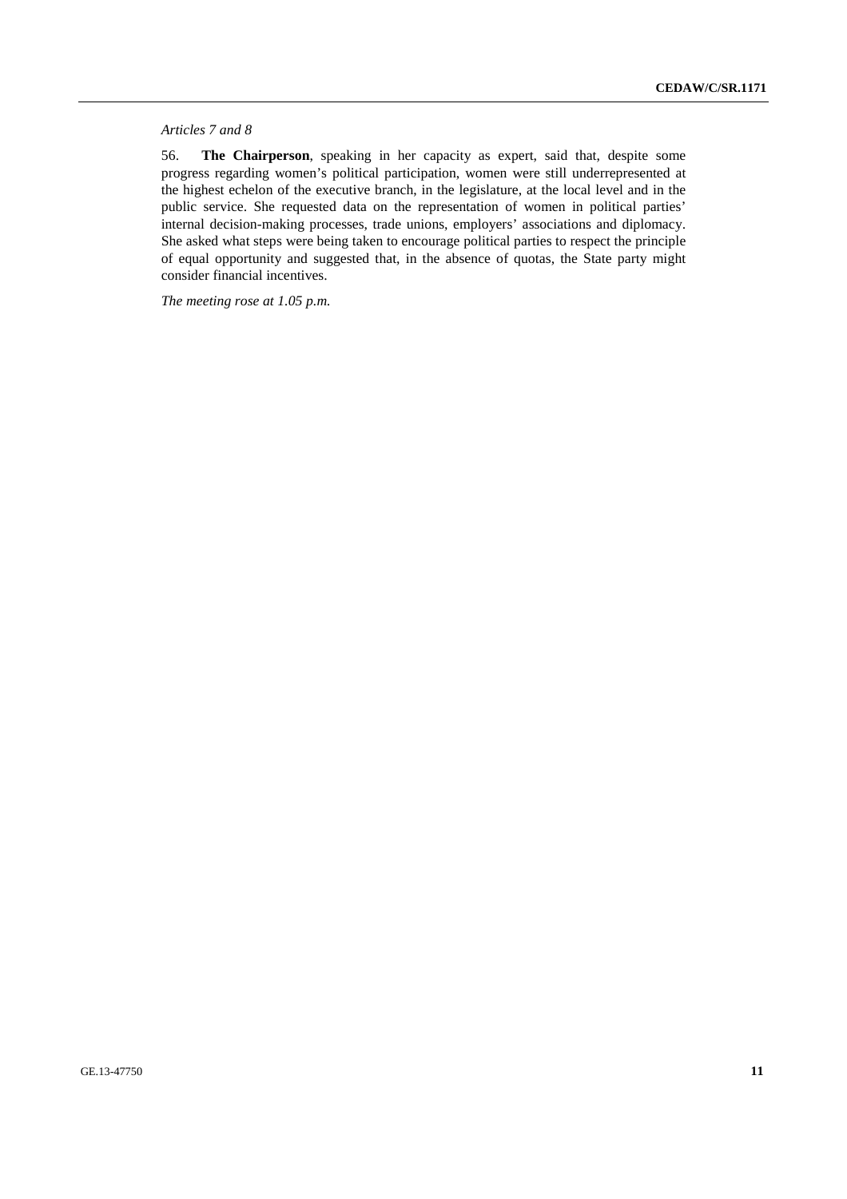*Articles 7 and 8*

56. **The Chairperson**, speaking in her capacity as expert, said that, despite some progress regarding women's political participation, women were still underrepresented at the highest echelon of the executive branch, in the legislature, at the local level and in the public service. She requested data on the representation of women in political parties' internal decision-making processes, trade unions, employers' associations and diplomacy. She asked what steps were being taken to encourage political parties to respect the principle of equal opportunity and suggested that, in the absence of quotas, the State party might consider financial incentives.

*The meeting rose at 1.05 p.m.*